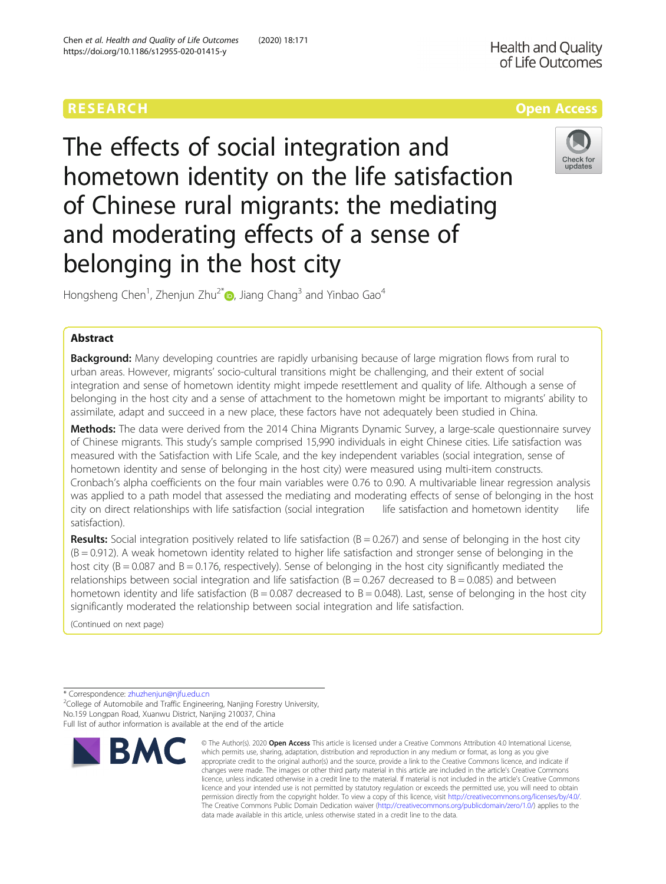RESEARCH

Open Access

# The effects of social integration and hometown identity on the life satisfaction of Chinese rural migrants: the mediating and moderating effects of a sense of belonging in the host city

Hongsheng Chen[1], Zhenjun Zhu[2*], Jiang Chang[3] and Yinbao Gao[4]

## Abstract

**Background:** Many developing countries are rapidly urbanising because of large migration flows from rural to urban areas. However, migrants' socio-cultural transitions might be challenging, and their extent of social integration and sense of hometown identity might impede resettlement and quality of life. Although a sense of belonging in the host city and a sense of attachment to the hometown might be important to migrants' ability to assimilate, adapt and succeed in a new place, these factors have not adequately been studied in China.

**Methods:** The data were derived from the 2014 China Migrants Dynamic Survey, a large-scale questionnaire survey of Chinese migrants. This study's sample comprised 15,990 individuals in eight Chinese cities. Life satisfaction was measured with the Satisfaction with Life Scale, and the key independent variables (social integration, sense of hometown identity and sense of belonging in the host city) were measured using multi-item constructs. Cronbach's alpha coefficients on the four main variables were 0.76 to 0.90. A multivariable linear regression analysis was applied to a path model that assessed the mediating and moderating effects of sense of belonging in the host city on direct relationships with life satisfaction (social integration life satisfaction and hometown identity life satisfaction).

**Results:** Social integration positively related to life satisfaction (B = 0.267) and sense of belonging in the host city (B = 0.912). A weak hometown identity related to higher life satisfaction and stronger sense of belonging in the host city (B = 0.087 and B = 0.176, respectively). Sense of belonging in the host city significantly mediated the relationships between social integration and life satisfaction (B = 0.267 decreased to B = 0.085) and between hometown identity and life satisfaction (B = 0.087 decreased to B = 0.048). Last, sense of belonging in the host city significantly moderated the relationship between social integration and life satisfaction.

(Continued on next page)

\* Correspondence: zhuzhenjun@njfu.edu.cn
[2]College of Automobile and Traffic Engineering, Nanjing Forestry University, No.159 Longpan Road, Xuanwu District, Nanjing 210037, China
Full list of author information is available at the end of the article

© The Author(s). 2020 **Open Access** This article is licensed under a Creative Commons Attribution 4.0 International License, which permits use, sharing, adaptation, distribution and reproduction in any medium or format, as long as you give appropriate credit to the original author(s) and the source, provide a link to the Creative Commons licence, and indicate if changes were made. The images or other third party material in this article are included in the article's Creative Commons licence, unless indicated otherwise in a credit line to the material. If material is not included in the article's Creative Commons licence and your intended use is not permitted by statutory regulation or exceeds the permitted use, you will need to obtain permission directly from the copyright holder. To view a copy of this licence, visit http://creativecommons.org/licenses/by/4.0/. The Creative Commons Public Domain Dedication waiver (http://creativecommons.org/publicdomain/zero/1.0/) applies to the data made available in this article, unless otherwise stated in a credit line to the data.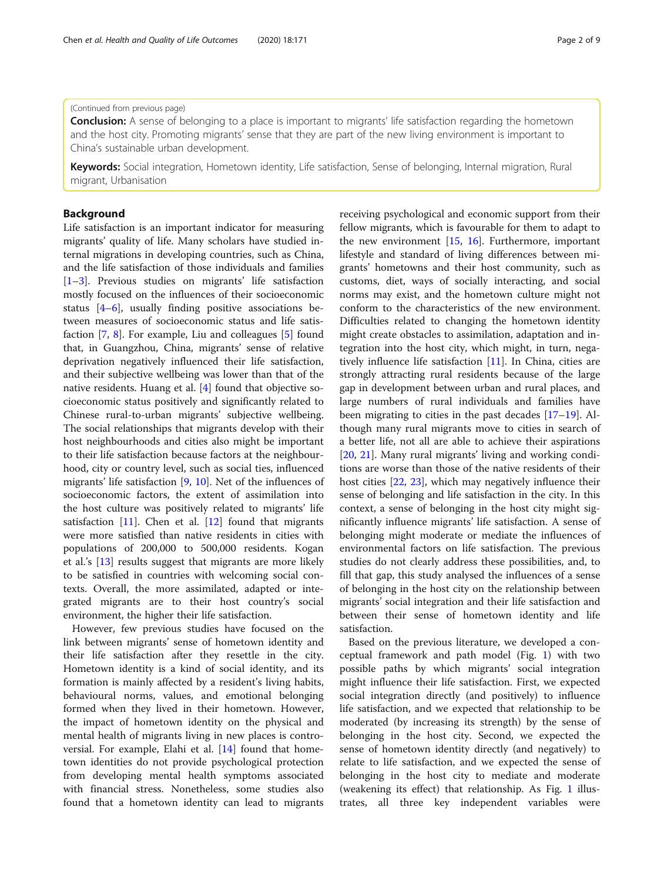(Continued from previous page)

**Conclusion:** A sense of belonging to a place is important to migrants' life satisfaction regarding the hometown and the host city. Promoting migrants' sense that they are part of the new living environment is important to China's sustainable urban development.

**Keywords:** Social integration, Hometown identity, Life satisfaction, Sense of belonging, Internal migration, Rural migrant, Urbanisation

## Background

Life satisfaction is an important indicator for measuring migrants' quality of life. Many scholars have studied internal migrations in developing countries, such as China, and the life satisfaction of those individuals and families [1–3]. Previous studies on migrants' life satisfaction mostly focused on the influences of their socioeconomic status [4–6], usually finding positive associations between measures of socioeconomic status and life satisfaction [7, 8]. For example, Liu and colleagues [5] found that, in Guangzhou, China, migrants' sense of relative deprivation negatively influenced their life satisfaction, and their subjective wellbeing was lower than that of the native residents. Huang et al. [4] found that objective socioeconomic status positively and significantly related to Chinese rural-to-urban migrants' subjective wellbeing. The social relationships that migrants develop with their host neighbourhoods and cities also might be important to their life satisfaction because factors at the neighbourhood, city or country level, such as social ties, influenced migrants' life satisfaction [9, 10]. Net of the influences of socioeconomic factors, the extent of assimilation into the host culture was positively related to migrants' life satisfaction [11]. Chen et al. [12] found that migrants were more satisfied than native residents in cities with populations of 200,000 to 500,000 residents. Kogan et al.'s [13] results suggest that migrants are more likely to be satisfied in countries with welcoming social contexts. Overall, the more assimilated, adapted or integrated migrants are to their host country's social environment, the higher their life satisfaction.

However, few previous studies have focused on the link between migrants' sense of hometown identity and their life satisfaction after they resettle in the city. Hometown identity is a kind of social identity, and its formation is mainly affected by a resident's living habits, behavioural norms, values, and emotional belonging formed when they lived in their hometown. However, the impact of hometown identity on the physical and mental health of migrants living in new places is controversial. For example, Elahi et al. [14] found that hometown identities do not provide psychological protection from developing mental health symptoms associated with financial stress. Nonetheless, some studies also found that a hometown identity can lead to migrants receiving psychological and economic support from their fellow migrants, which is favourable for them to adapt to the new environment [15, 16]. Furthermore, important lifestyle and standard of living differences between migrants' hometowns and their host community, such as customs, diet, ways of socially interacting, and social norms may exist, and the hometown culture might not conform to the characteristics of the new environment. Difficulties related to changing the hometown identity might create obstacles to assimilation, adaptation and integration into the host city, which might, in turn, negatively influence life satisfaction [11]. In China, cities are strongly attracting rural residents because of the large gap in development between urban and rural places, and large numbers of rural individuals and families have been migrating to cities in the past decades [17–19]. Although many rural migrants move to cities in search of a better life, not all are able to achieve their aspirations [20, 21]. Many rural migrants' living and working conditions are worse than those of the native residents of their host cities [22, 23], which may negatively influence their sense of belonging and life satisfaction in the city. In this context, a sense of belonging in the host city might significantly influence migrants' life satisfaction. A sense of belonging might moderate or mediate the influences of environmental factors on life satisfaction. The previous studies do not clearly address these possibilities, and, to fill that gap, this study analysed the influences of a sense of belonging in the host city on the relationship between migrants' social integration and their life satisfaction and between their sense of hometown identity and life satisfaction.

Based on the previous literature, we developed a conceptual framework and path model (Fig. 1) with two possible paths by which migrants' social integration might influence their life satisfaction. First, we expected social integration directly (and positively) to influence life satisfaction, and we expected that relationship to be moderated (by increasing its strength) by the sense of belonging in the host city. Second, we expected the sense of hometown identity directly (and negatively) to relate to life satisfaction, and we expected the sense of belonging in the host city to mediate and moderate (weakening its effect) that relationship. As Fig. 1 illustrates, all three key independent variables were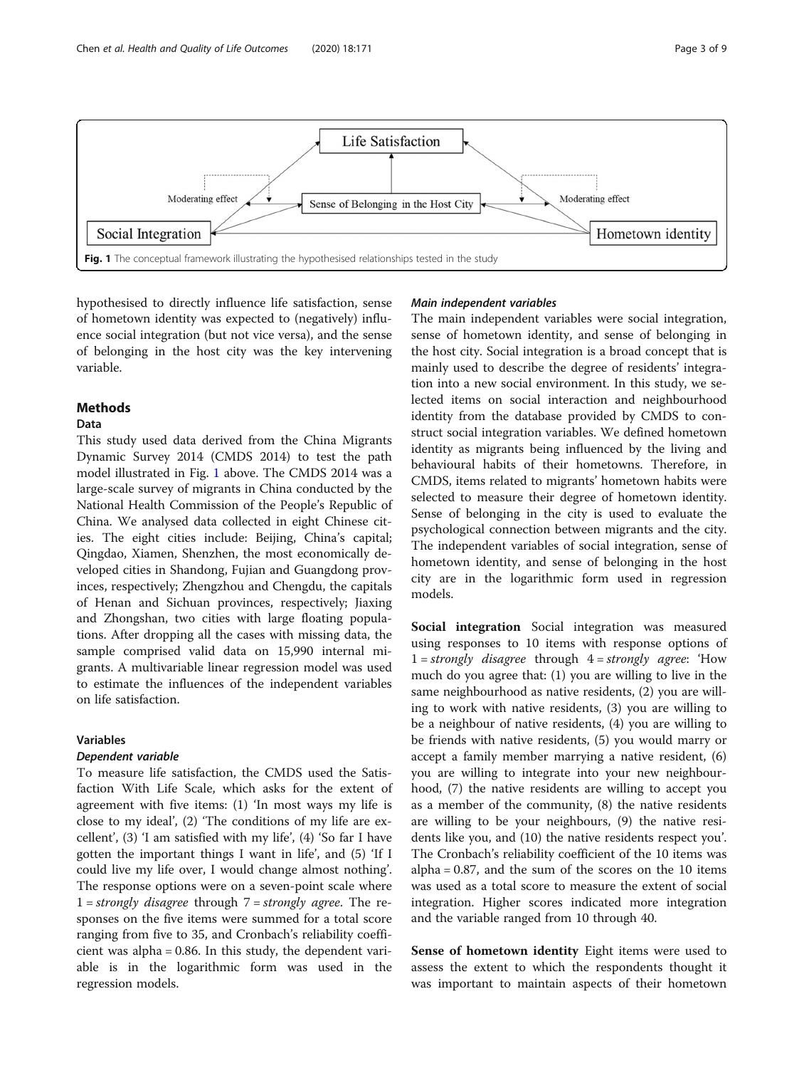Fig. 1 The conceptual framework illustrating the hypothesised relationships tested in the study

hypothesised to directly influence life satisfaction, sense of hometown identity was expected to (negatively) influence social integration (but not vice versa), and the sense of belonging in the host city was the key intervening variable.

## Methods

### Data

This study used data derived from the China Migrants Dynamic Survey 2014 (CMDS 2014) to test the path model illustrated in Fig. 1 above. The CMDS 2014 was a large-scale survey of migrants in China conducted by the National Health Commission of the People's Republic of China. We analysed data collected in eight Chinese cities. The eight cities include: Beijing, China's capital; Qingdao, Xiamen, Shenzhen, the most economically developed cities in Shandong, Fujian and Guangdong provinces, respectively; Zhengzhou and Chengdu, the capitals of Henan and Sichuan provinces, respectively; Jiaxing and Zhongshan, two cities with large floating populations. After dropping all the cases with missing data, the sample comprised valid data on 15,990 internal migrants. A multivariable linear regression model was used to estimate the influences of the independent variables on life satisfaction.

### Variables

#### Dependent variable

To measure life satisfaction, the CMDS used the Satisfaction With Life Scale, which asks for the extent of agreement with five items: (1) 'In most ways my life is close to my ideal', (2) 'The conditions of my life are excellent', (3) 'I am satisfied with my life', (4) 'So far I have gotten the important things I want in life', and (5) 'If I could live my life over, I would change almost nothing'. The response options were on a seven-point scale where 1 = *strongly disagree* through 7 = *strongly agree*. The responses on the five items were summed for a total score ranging from five to 35, and Cronbach's reliability coefficient was alpha = 0.86. In this study, the dependent variable is in the logarithmic form was used in the regression models.

#### Main independent variables

The main independent variables were social integration, sense of hometown identity, and sense of belonging in the host city. Social integration is a broad concept that is mainly used to describe the degree of residents' integration into a new social environment. In this study, we selected items on social interaction and neighbourhood identity from the database provided by CMDS to construct social integration variables. We defined hometown identity as migrants being influenced by the living and behavioural habits of their hometowns. Therefore, in CMDS, items related to migrants' hometown habits were selected to measure their degree of hometown identity. Sense of belonging in the city is used to evaluate the psychological connection between migrants and the city. The independent variables of social integration, sense of hometown identity, and sense of belonging in the host city are in the logarithmic form used in regression models.

**Social integration** Social integration was measured using responses to 10 items with response options of 1 = *strongly disagree* through 4 = *strongly agree*: 'How much do you agree that: (1) you are willing to live in the same neighbourhood as native residents, (2) you are willing to work with native residents, (3) you are willing to be a neighbour of native residents, (4) you are willing to be friends with native residents, (5) you would marry or accept a family member marrying a native resident, (6) you are willing to integrate into your new neighbourhood, (7) the native residents are willing to accept you as a member of the community, (8) the native residents are willing to be your neighbours, (9) the native residents like you, and (10) the native residents respect you'. The Cronbach's reliability coefficient of the 10 items was alpha = 0.87, and the sum of the scores on the 10 items was used as a total score to measure the extent of social integration. Higher scores indicated more integration and the variable ranged from 10 through 40.

**Sense of hometown identity** Eight items were used to assess the extent to which the respondents thought it was important to maintain aspects of their hometown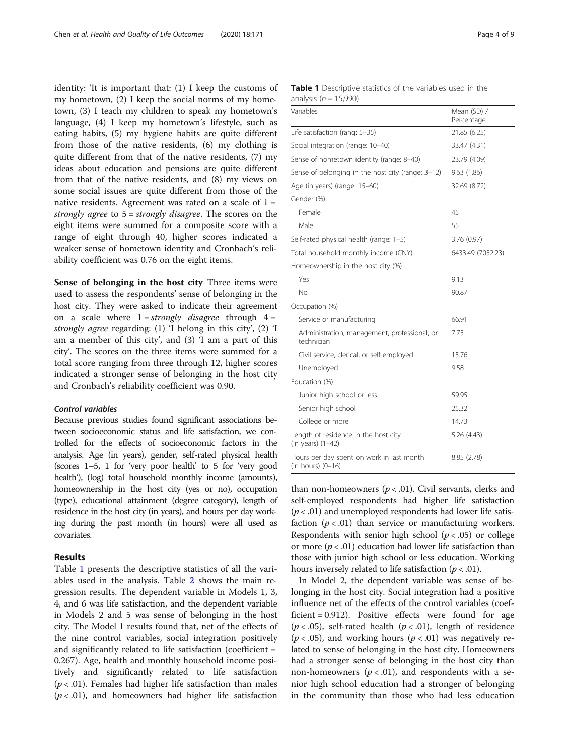identity: 'It is important that: (1) I keep the customs of my hometown, (2) I keep the social norms of my hometown, (3) I teach my children to speak my hometown's language, (4) I keep my hometown's lifestyle, such as eating habits, (5) my hygiene habits are quite different from those of the native residents, (6) my clothing is quite different from that of the native residents, (7) my ideas about education and pensions are quite different from that of the native residents, and (8) my views on some social issues are quite different from those of the native residents. Agreement was rated on a scale of 1 = *strongly agree* to 5 = *strongly disagree*. The scores on the eight items were summed for a composite score with a range of eight through 40, higher scores indicated a weaker sense of hometown identity and Cronbach's reliability coefficient was 0.76 on the eight items.

**Sense of belonging in the host city** Three items were used to assess the respondents' sense of belonging in the host city. They were asked to indicate their agreement on a scale where 1 = *strongly disagree* through 4 = *strongly agree* regarding: (1) 'I belong in this city', (2) 'I am a member of this city', and (3) 'I am a part of this city'. The scores on the three items were summed for a total score ranging from three through 12, higher scores indicated a stronger sense of belonging in the host city and Cronbach's reliability coefficient was 0.90.

#### *Control variables*

Because previous studies found significant associations between socioeconomic status and life satisfaction, we controlled for the effects of socioeconomic factors in the analysis. Age (in years), gender, self-rated physical health (scores 1–5, 1 for 'very poor health' to 5 for 'very good health'), (log) total household monthly income (amounts), homeownership in the host city (yes or no), occupation (type), educational attainment (degree category), length of residence in the host city (in years), and hours per day working during the past month (in hours) were all used as covariates.

## Results

Table 1 presents the descriptive statistics of all the variables used in the analysis. Table 2 shows the main regression results. The dependent variable in Models 1, 3, 4, and 6 was life satisfaction, and the dependent variable in Models 2 and 5 was sense of belonging in the host city. The Model 1 results found that, net of the effects of the nine control variables, social integration positively and significantly related to life satisfaction (coefficient = 0.267). Age, health and monthly household income positively and significantly related to life satisfaction ($p < .01$). Females had higher life satisfaction than males ($p < .01$), and homeowners had higher life satisfaction than non-homeowners ($p < .01$). Civil servants, clerks and self-employed respondents had higher life satisfaction ($p < .01$) and unemployed respondents had lower life satisfaction ($p < .01$) than service or manufacturing workers. Respondents with senior high school ($p < .05$) or college or more ($p < .01$) education had lower life satisfaction than those with junior high school or less education. Working hours inversely related to life satisfaction ($p < .01$).

In Model 2, the dependent variable was sense of belonging in the host city. Social integration had a positive influence net of the effects of the control variables (coefficient = 0.912). Positive effects were found for age ($p < .05$), self-rated health ($p < .01$), length of residence ($p < .05$), and working hours ($p < .01$) was negatively related to sense of belonging in the host city. Homeowners had a stronger sense of belonging in the host city than non-homeowners ($p < .01$), and respondents with a senior high school education had a stronger of belonging in the community than those who had less education

**Table 1** Descriptive statistics of the variables used in the analysis ($n = 15{,}990$)

| Variables | Mean (SD) / Percentage |
|---|---|
| Life satisfaction (rang: 5–35) | 21.85 (6.25) |
| Social integration (range: 10–40) | 33.47 (4.31) |
| Sense of hometown identity (range: 8–40) | 23.79 (4.09) |
| Sense of belonging in the host city (range: 3–12) | 9.63 (1.86) |
| Age (in years) (range: 15–60) | 32.69 (8.72) |
| Gender (%) | |
| Female | 45 |
| Male | 55 |
| Self-rated physical health (range: 1–5) | 3.76 (0.97) |
| Total household monthly income (CNY) | 6433.49 (7052.23) |
| Homeownership in the host city (%) | |
| Yes | 9.13 |
| No | 90.87 |
| Occupation (%) | |
| Service or manufacturing | 66.91 |
| Administration, management, professional, or technician | 7.75 |
| Civil service, clerical, or self-employed | 15.76 |
| Unemployed | 9.58 |
| Education (%) | |
| Junior high school or less | 59.95 |
| Senior high school | 25.32 |
| College or more | 14.73 |
| Length of residence in the host city (in years) (1–42) | 5.26 (4.43) |
| Hours per day spent on work in last month (in hours) (0–16) | 8.85 (2.78) |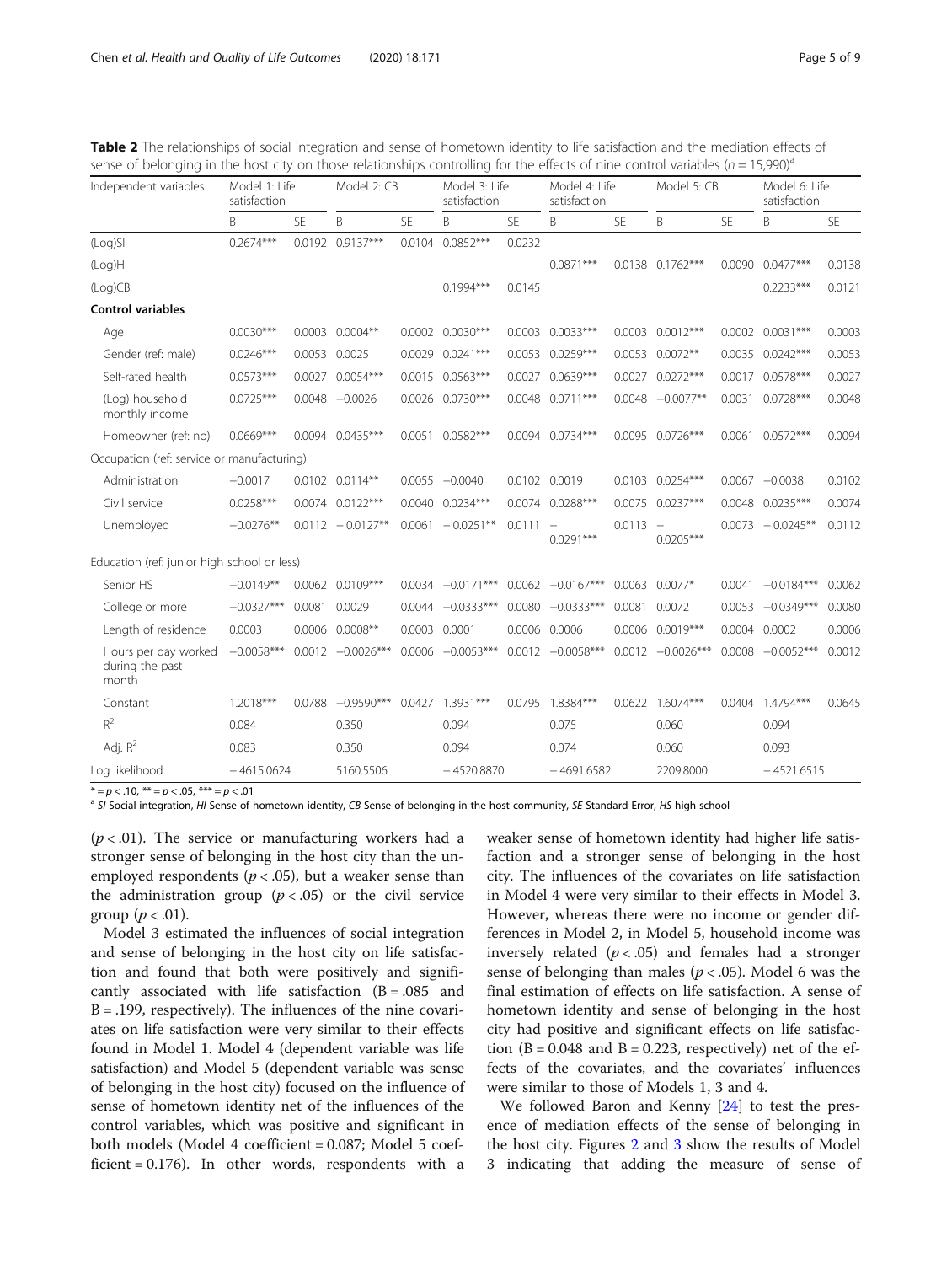**Table 2** The relationships of social integration and sense of hometown identity to life satisfaction and the mediation effects of sense of belonging in the host city on those relationships controlling for the effects of nine control variables ($n = 15{,}990$)[a]

| Independent variables | Model 1: Life satisfaction | | Model 2: CB | | Model 3: Life satisfaction | | Model 4: Life satisfaction | | Model 5: CB | | Model 6: Life satisfaction | |
|---|---|---|---|---|---|---|---|---|---|---|---|---|
| | B | SE | B | SE | B | SE | B | SE | B | SE | B | SE |
| (Log)SI | 0.2674*** | 0.0192 | 0.9137*** | 0.0104 | 0.0852*** | 0.0232 | | | | | | |
| (Log)HI | | | | | | | 0.0871*** | 0.0138 | 0.1762*** | 0.0090 | 0.0477*** | 0.0138 |
| (Log)CB | | | | | 0.1994*** | 0.0145 | | | | | 0.2233*** | 0.0121 |
| **Control variables** | | | | | | | | | | | | |
| Age | 0.0030*** | 0.0003 | 0.0004** | 0.0002 | 0.0030*** | 0.0003 | 0.0033*** | 0.0003 | 0.0012*** | 0.0002 | 0.0031*** | 0.0003 |
| Gender (ref: male) | 0.0246*** | 0.0053 | 0.0025 | 0.0029 | 0.0241*** | 0.0053 | 0.0259*** | 0.0053 | 0.0072** | 0.0035 | 0.0242*** | 0.0053 |
| Self-rated health | 0.0573*** | 0.0027 | 0.0054*** | 0.0015 | 0.0563*** | 0.0027 | 0.0639*** | 0.0027 | 0.0272*** | 0.0017 | 0.0578*** | 0.0027 |
| (Log) household monthly income | 0.0725*** | 0.0048 | −0.0026 | 0.0026 | 0.0730*** | 0.0048 | 0.0711*** | 0.0048 | −0.0077** | 0.0031 | 0.0728*** | 0.0048 |
| Homeowner (ref: no) | 0.0669*** | 0.0094 | 0.0435*** | 0.0051 | 0.0582*** | 0.0094 | 0.0734*** | 0.0095 | 0.0726*** | 0.0061 | 0.0572*** | 0.0094 |
| Occupation (ref: service or manufacturing) | | | | | | | | | | | | |
| Administration | −0.0017 | 0.0102 | 0.0114** | 0.0055 | −0.0040 | 0.0102 | 0.0019 | 0.0103 | 0.0254*** | 0.0067 | −0.0038 | 0.0102 |
| Civil service | 0.0258*** | 0.0074 | 0.0122*** | 0.0040 | 0.0234*** | 0.0074 | 0.0288*** | 0.0075 | 0.0237*** | 0.0048 | 0.0235*** | 0.0074 |
| Unemployed | −0.0276** | 0.0112 | −0.0127** | 0.0061 | −0.0251** | 0.0111 | −0.0291*** | 0.0113 | −0.0205*** | 0.0073 | −0.0245** | 0.0112 |
| Education (ref: junior high school or less) | | | | | | | | | | | | |
| Senior HS | −0.0149** | 0.0062 | 0.0109*** | 0.0034 | −0.0171*** | 0.0062 | −0.0167*** | 0.0063 | 0.0077* | 0.0041 | −0.0184*** | 0.0062 |
| College or more | −0.0327*** | 0.0081 | 0.0029 | 0.0044 | −0.0333*** | 0.0080 | −0.0333*** | 0.0081 | 0.0072 | 0.0053 | −0.0349*** | 0.0080 |
| Length of residence | 0.0003 | 0.0006 | 0.0008** | 0.0003 | 0.0001 | 0.0006 | 0.0006 | 0.0006 | 0.0019*** | 0.0004 | 0.0002 | 0.0006 |
| Hours per day worked during the past month | −0.0058*** | 0.0012 | −0.0026*** | 0.0006 | −0.0053*** | 0.0012 | −0.0058*** | 0.0012 | −0.0026*** | 0.0008 | −0.0052*** | 0.0012 |
| Constant | 1.2018*** | 0.0788 | −0.9590*** | 0.0427 | 1.3931*** | 0.0795 | 1.8384*** | 0.0622 | 1.6074*** | 0.0404 | 1.4794*** | 0.0645 |
| $R^2$ | 0.084 | | 0.350 | | 0.094 | | 0.075 | | 0.060 | | 0.094 | |
| Adj. $R^2$ | 0.083 | | 0.350 | | 0.094 | | 0.074 | | 0.060 | | 0.093 | |
| Log likelihood | −4615.0624 | | 5160.5506 | | −4520.8870 | | −4691.6582 | | 2209.8000 | | −4521.6515 | |

* = $p < .10$, ** = $p < .05$, *** = $p < .01$

[a] *SI* Social integration, *HI* Sense of hometown identity, *CB* Sense of belonging in the host community, *SE* Standard Error, *HS* high school

($p < .01$). The service or manufacturing workers had a stronger sense of belonging in the host city than the unemployed respondents ($p < .05$), but a weaker sense than the administration group ($p < .05$) or the civil service group ($p < .01$).

Model 3 estimated the influences of social integration and sense of belonging in the host city on life satisfaction and found that both were positively and significantly associated with life satisfaction (B = .085 and B = .199, respectively). The influences of the nine covariates on life satisfaction were very similar to their effects found in Model 1. Model 4 (dependent variable was life satisfaction) and Model 5 (dependent variable was sense of belonging in the host city) focused on the influence of sense of hometown identity net of the influences of the control variables, which was positive and significant in both models (Model 4 coefficient = 0.087; Model 5 coefficient = 0.176). In other words, respondents with a weaker sense of hometown identity had higher life satisfaction and a stronger sense of belonging in the host city. The influences of the covariates on life satisfaction in Model 4 were very similar to their effects in Model 3. However, whereas there were no income or gender differences in Model 2, in Model 5, household income was inversely related ($p < .05$) and females had a stronger sense of belonging than males ($p < .05$). Model 6 was the final estimation of effects on life satisfaction. A sense of hometown identity and sense of belonging in the host city had positive and significant effects on life satisfaction (B = 0.048 and B = 0.223, respectively) net of the effects of the covariates, and the covariates' influences were similar to those of Models 1, 3 and 4.

We followed Baron and Kenny [24] to test the presence of mediation effects of the sense of belonging in the host city. Figures 2 and 3 show the results of Model 3 indicating that adding the measure of sense of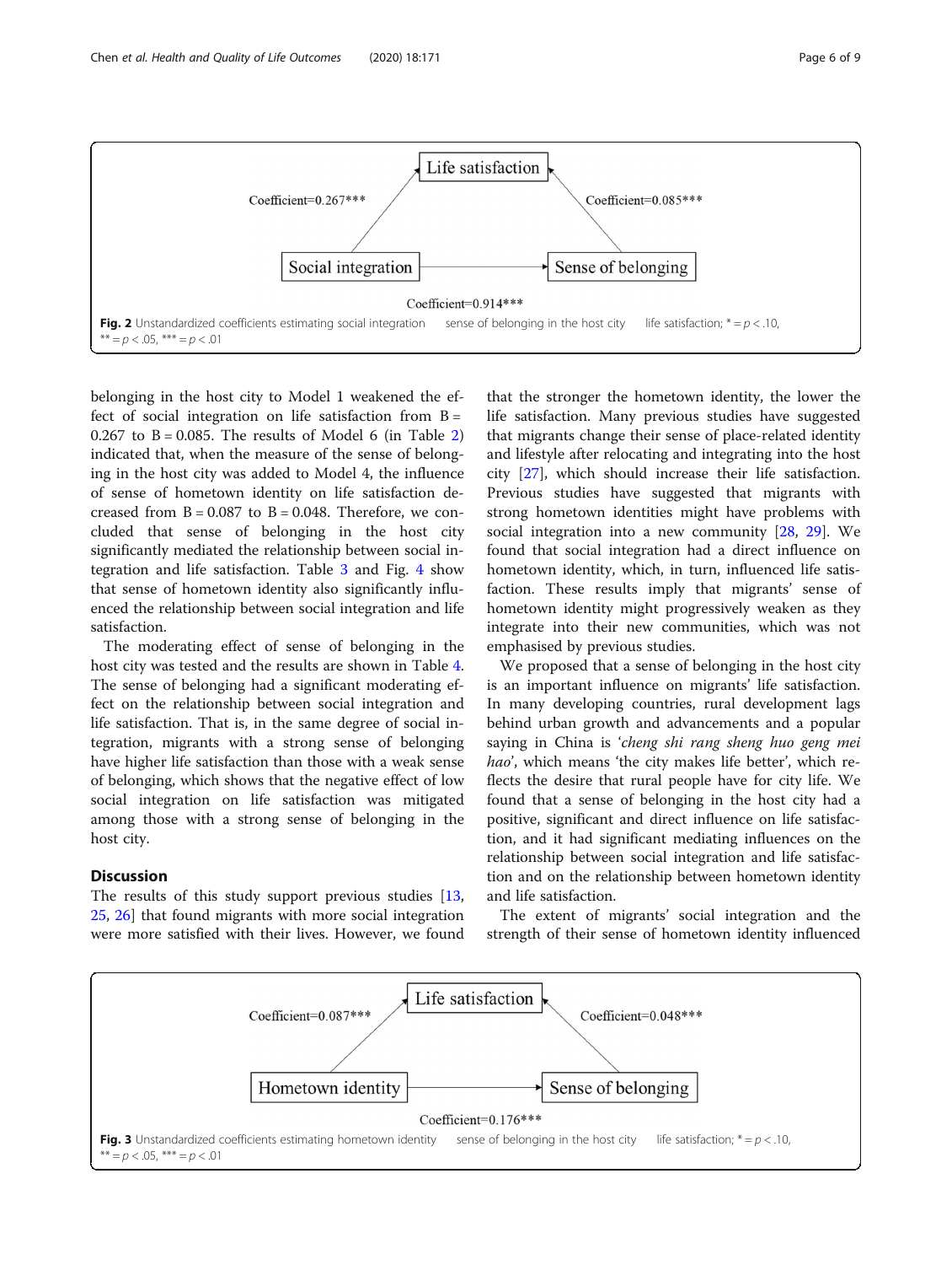Life satisfaction

Coefficient=0.267***

Coefficient=0.085***

Social integration

Sense of belonging

Coefficient=0.914***

**Fig. 2** Unstandardized coefficients estimating social integration sense of belonging in the host city life satisfaction; * = $p < .10$, ** = $p < .05$, *** = $p < .01$

belonging in the host city to Model 1 weakened the effect of social integration on life satisfaction from B = 0.267 to B = 0.085. The results of Model 6 (in Table 2) indicated that, when the measure of the sense of belonging in the host city was added to Model 4, the influence of sense of hometown identity on life satisfaction decreased from B = 0.087 to B = 0.048. Therefore, we concluded that sense of belonging in the host city significantly mediated the relationship between social integration and life satisfaction. Table 3 and Fig. 4 show that sense of hometown identity also significantly influenced the relationship between social integration and life satisfaction.

The moderating effect of sense of belonging in the host city was tested and the results are shown in Table 4. The sense of belonging had a significant moderating effect on the relationship between social integration and life satisfaction. That is, in the same degree of social integration, migrants with a strong sense of belonging have higher life satisfaction than those with a weak sense of belonging, which shows that the negative effect of low social integration on life satisfaction was mitigated among those with a strong sense of belonging in the host city.

## Discussion

The results of this study support previous studies [13, 25, 26] that found migrants with more social integration were more satisfied with their lives. However, we found that the stronger the hometown identity, the lower the life satisfaction. Many previous studies have suggested that migrants change their sense of place-related identity and lifestyle after relocating and integrating into the host city [27], which should increase their life satisfaction. Previous studies have suggested that migrants with strong hometown identities might have problems with social integration into a new community [28, 29]. We found that social integration had a direct influence on hometown identity, which, in turn, influenced life satisfaction. These results imply that migrants' sense of hometown identity might progressively weaken as they integrate into their new communities, which was not emphasised by previous studies.

We proposed that a sense of belonging in the host city is an important influence on migrants' life satisfaction. In many developing countries, rural development lags behind urban growth and advancements and a popular saying in China is '*cheng shi rang sheng huo geng mei hao*', which means 'the city makes life better', which reflects the desire that rural people have for city life. We found that a sense of belonging in the host city had a positive, significant and direct influence on life satisfaction, and it had significant mediating influences on the relationship between social integration and life satisfaction and on the relationship between hometown identity and life satisfaction.

The extent of migrants' social integration and the strength of their sense of hometown identity influenced

Life satisfaction

Coefficient=0.087***

Coefficient=0.048***

Hometown identity

Sense of belonging

Coefficient=0.176***

**Fig. 3** Unstandardized coefficients estimating hometown identity sense of belonging in the host city life satisfaction; * = $p < .10$, ** = $p < .05$, *** = $p < .01$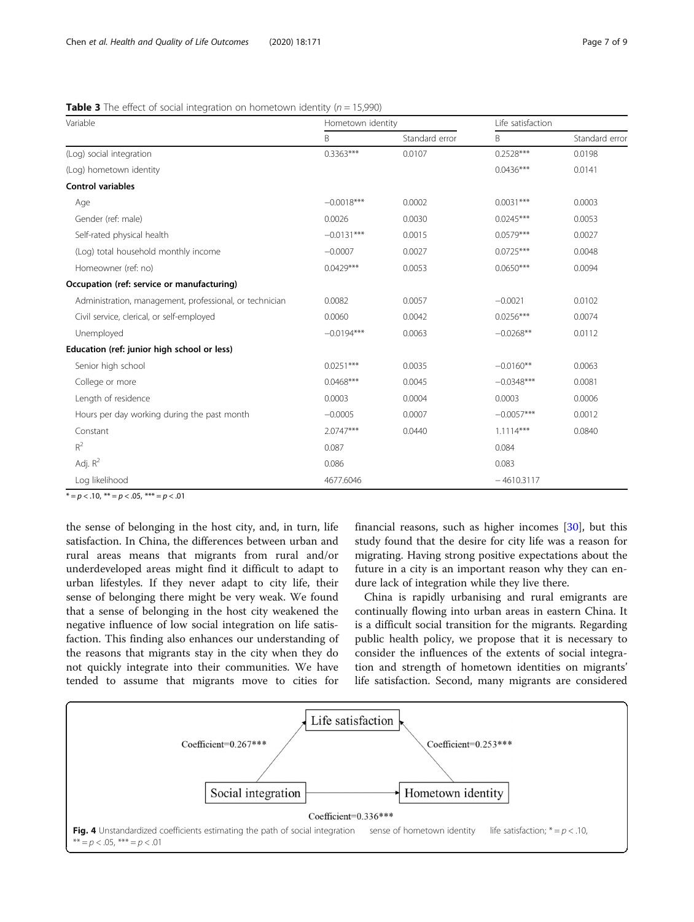**Table 3** The effect of social integration on hometown identity ($n = 15{,}990$)

| Variable | Hometown identity | | Life satisfaction | |
|---|---|---|---|---|
| | B | Standard error | B | Standard error |
| (Log) social integration | 0.3363*** | 0.0107 | 0.2528*** | 0.0198 |
| (Log) hometown identity | | | 0.0436*** | 0.0141 |
| **Control variables** | | | | |
| Age | −0.0018*** | 0.0002 | 0.0031*** | 0.0003 |
| Gender (ref: male) | 0.0026 | 0.0030 | 0.0245*** | 0.0053 |
| Self-rated physical health | −0.0131*** | 0.0015 | 0.0579*** | 0.0027 |
| (Log) total household monthly income | −0.0007 | 0.0027 | 0.0725*** | 0.0048 |
| Homeowner (ref: no) | 0.0429*** | 0.0053 | 0.0650*** | 0.0094 |
| **Occupation (ref: service or manufacturing)** | | | | |
| Administration, management, professional, or technician | 0.0082 | 0.0057 | −0.0021 | 0.0102 |
| Civil service, clerical, or self-employed | 0.0060 | 0.0042 | 0.0256*** | 0.0074 |
| Unemployed | −0.0194*** | 0.0063 | −0.0268** | 0.0112 |
| **Education (ref: junior high school or less)** | | | | |
| Senior high school | 0.0251*** | 0.0035 | −0.0160** | 0.0063 |
| College or more | 0.0468*** | 0.0045 | −0.0348*** | 0.0081 |
| Length of residence | 0.0003 | 0.0004 | 0.0003 | 0.0006 |
| Hours per day working during the past month | −0.0005 | 0.0007 | −0.0057*** | 0.0012 |
| Constant | 2.0747*** | 0.0440 | 1.1114*** | 0.0840 |
| $R^2$ | 0.087 | | 0.084 | |
| Adj. $R^2$ | 0.086 | | 0.083 | |
| Log likelihood | 4677.6046 | | −4610.3117 | |

* = $p < .10$, ** = $p < .05$, *** = $p < .01$

the sense of belonging in the host city, and, in turn, life satisfaction. In China, the differences between urban and rural areas means that migrants from rural and/or underdeveloped areas might find it difficult to adapt to urban lifestyles. If they never adapt to city life, their sense of belonging there might be very weak. We found that a sense of belonging in the host city weakened the negative influence of low social integration on life satisfaction. This finding also enhances our understanding of the reasons that migrants stay in the city when they do not quickly integrate into their communities. We have tended to assume that migrants move to cities for financial reasons, such as higher incomes [30], but this study found that the desire for city life was a reason for migrating. Having strong positive expectations about the future in a city is an important reason why they can endure lack of integration while they live there.

China is rapidly urbanising and rural emigrants are continually flowing into urban areas in eastern China. It is a difficult social transition for the migrants. Regarding public health policy, we propose that it is necessary to consider the influences of the extents of social integration and strength of hometown identities on migrants' life satisfaction. Second, many migrants are considered

Fig. 4 Unstandardized coefficients estimating the path of social integration sense of hometown identity life satisfaction; * = $p < .10$, ** = $p < .05$, *** = $p < .01$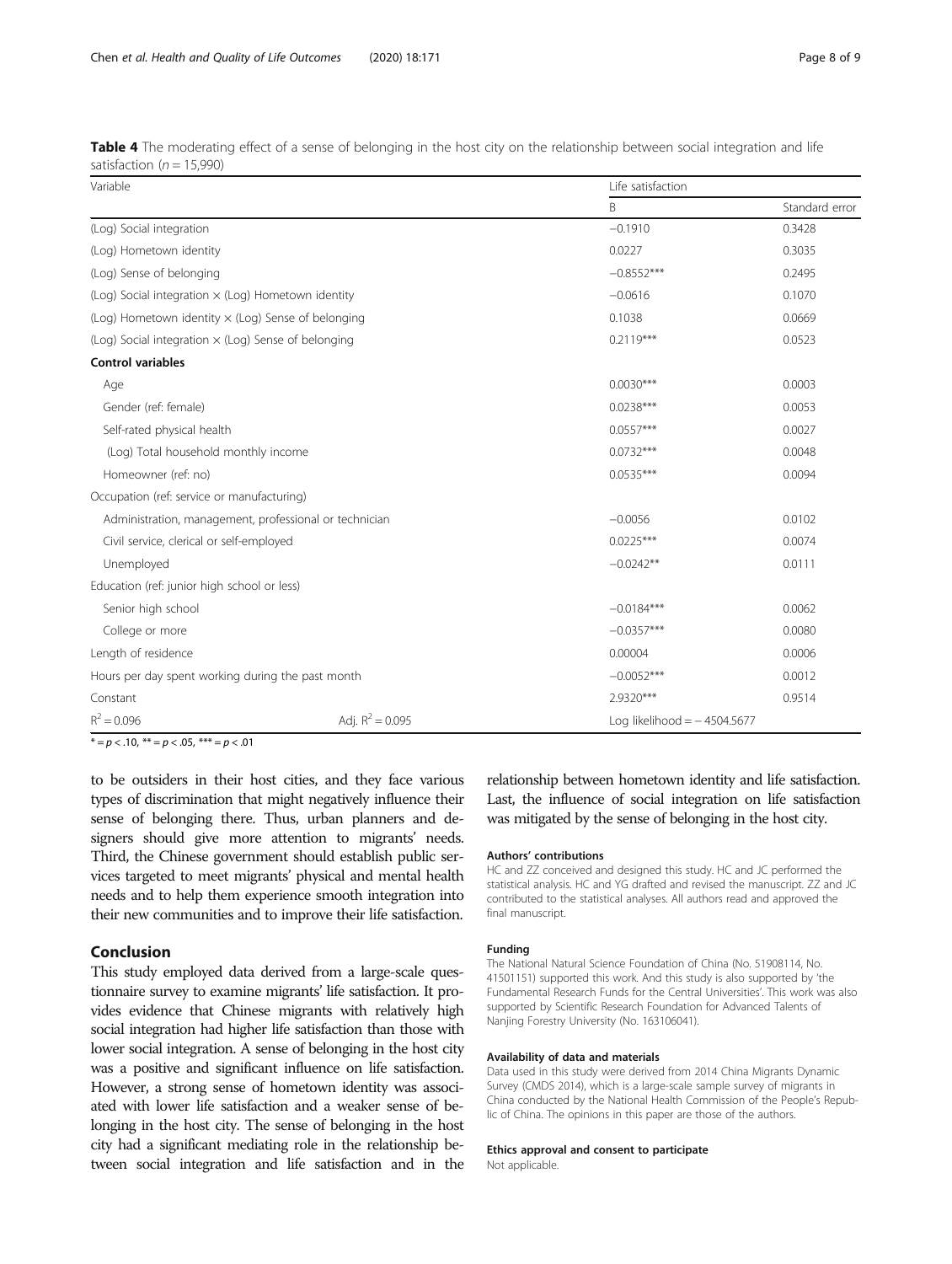**Table 4** The moderating effect of a sense of belonging in the host city on the relationship between social integration and life satisfaction ($n = 15,990$)

| Variable | | Life satisfaction | |
|---|---|---|---|
| | | B | Standard error |
| (Log) Social integration | | −0.1910 | 0.3428 |
| (Log) Hometown identity | | 0.0227 | 0.3035 |
| (Log) Sense of belonging | | −0.8552*** | 0.2495 |
| (Log) Social integration × (Log) Hometown identity | | −0.0616 | 0.1070 |
| (Log) Hometown identity × (Log) Sense of belonging | | 0.1038 | 0.0669 |
| (Log) Social integration × (Log) Sense of belonging | | 0.2119*** | 0.0523 |
| **Control variables** | | | |
| Age | | 0.0030*** | 0.0003 |
| Gender (ref: female) | | 0.0238*** | 0.0053 |
| Self-rated physical health | | 0.0557*** | 0.0027 |
| (Log) Total household monthly income | | 0.0732*** | 0.0048 |
| Homeowner (ref: no) | | 0.0535*** | 0.0094 |
| Occupation (ref: service or manufacturing) | | | |
| Administration, management, professional or technician | | −0.0056 | 0.0102 |
| Civil service, clerical or self-employed | | 0.0225*** | 0.0074 |
| Unemployed | | −0.0242** | 0.0111 |
| Education (ref: junior high school or less) | | | |
| Senior high school | | −0.0184*** | 0.0062 |
| College or more | | −0.0357*** | 0.0080 |
| Length of residence | | 0.00004 | 0.0006 |
| Hours per day spent working during the past month | | −0.0052*** | 0.0012 |
| Constant | | 2.9320*** | 0.9514 |
| $R^2 = 0.096$ | Adj. $R^2 = 0.095$ | Log likelihood = − 4504.5677 | |

* = $p < .10$, ** = $p < .05$, *** = $p < .01$

to be outsiders in their host cities, and they face various types of discrimination that might negatively influence their sense of belonging there. Thus, urban planners and designers should give more attention to migrants' needs. Third, the Chinese government should establish public services targeted to meet migrants' physical and mental health needs and to help them experience smooth integration into their new communities and to improve their life satisfaction.

## Conclusion

This study employed data derived from a large-scale questionnaire survey to examine migrants' life satisfaction. It provides evidence that Chinese migrants with relatively high social integration had higher life satisfaction than those with lower social integration. A sense of belonging in the host city was a positive and significant influence on life satisfaction. However, a strong sense of hometown identity was associated with lower life satisfaction and a weaker sense of belonging in the host city. The sense of belonging in the host city had a significant mediating role in the relationship between social integration and life satisfaction and in the relationship between hometown identity and life satisfaction. Last, the influence of social integration on life satisfaction was mitigated by the sense of belonging in the host city.

#### Authors' contributions

HC and ZZ conceived and designed this study. HC and JC performed the statistical analysis. HC and YG drafted and revised the manuscript. ZZ and JC contributed to the statistical analyses. All authors read and approved the final manuscript.

#### Funding

The National Natural Science Foundation of China (No. 51908114, No. 41501151) supported this work. And this study is also supported by 'the Fundamental Research Funds for the Central Universities'. This work was also supported by Scientific Research Foundation for Advanced Talents of Nanjing Forestry University (No. 163106041).

#### Availability of data and materials

Data used in this study were derived from 2014 China Migrants Dynamic Survey (CMDS 2014), which is a large-scale sample survey of migrants in China conducted by the National Health Commission of the People's Republic of China. The opinions in this paper are those of the authors.

#### Ethics approval and consent to participate

Not applicable.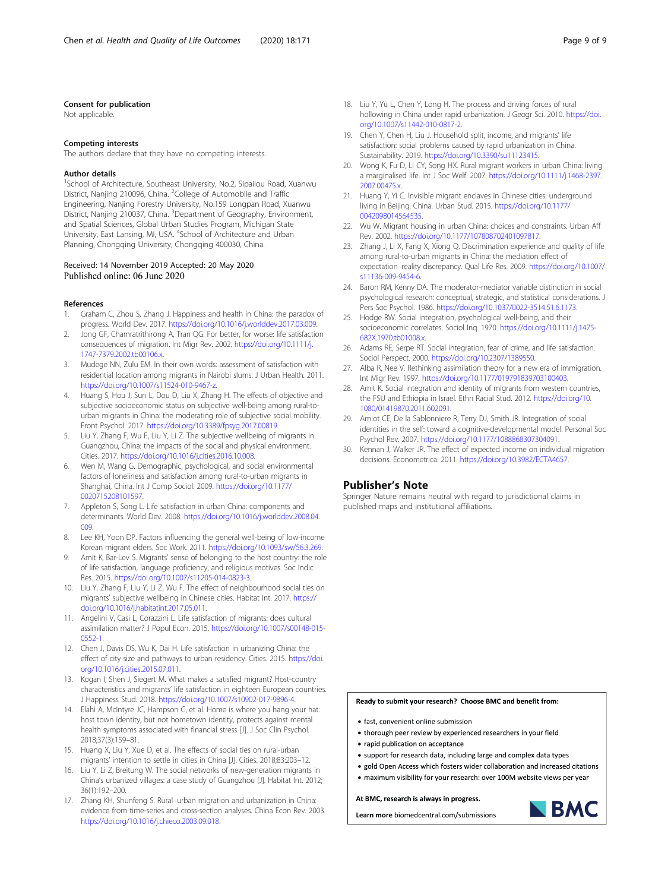### Consent for publication

Not applicable.

### Competing interests

The authors declare that they have no competing interests.

### Author details

[1]School of Architecture, Southeast University, No.2, Sipailou Road, Xuanwu District, Nanjing 210096, China. [2]College of Automobile and Traffic Engineering, Nanjing Forestry University, No.159 Longpan Road, Xuanwu District, Nanjing 210037, China. [3]Department of Geography, Environment, and Spatial Sciences, Global Urban Studies Program, Michigan State University, East Lansing, MI, USA. [4]School of Architecture and Urban Planning, Chongqing University, Chongqing 400030, China.

Received: 14 November 2019 Accepted: 20 May 2020
Published online: 06 June 2020

### References

1. Graham C, Zhou S, Zhang J. Happiness and health in China: the paradox of progress. World Dev. 2017. https://doi.org/10.1016/j.worlddev.2017.03.009.
2. Jong GF, Chamratrithirong A, Tran QG. For better, for worse: life satisfaction consequences of migration. Int Migr Rev. 2002. https://doi.org/10.1111/j.1747-7379.2002.tb00106.x.
3. Mudege NN, Zulu EM. In their own words: assessment of satisfaction with residential location among migrants in Nairobi slums. J Urban Health. 2011. https://doi.org/10.1007/s11524-010-9467-z.
4. Huang S, Hou J, Sun L, Dou D, Liu X, Zhang H. The effects of objective and subjective socioeconomic status on subjective well-being among rural-to-urban migrants in China: the moderating role of subjective social mobility. Front Psychol. 2017. https://doi.org/10.3389/fpsyg.2017.00819.
5. Liu Y, Zhang F, Wu F, Liu Y, Li Z. The subjective wellbeing of migrants in Guangzhou, China: the impacts of the social and physical environment. Cities. 2017. https://doi.org/10.1016/j.cities.2016.10.008.
6. Wen M, Wang G. Demographic, psychological, and social environmental factors of loneliness and satisfaction among rural-to-urban migrants in Shanghai, China. Int J Comp Sociol. 2009. https://doi.org/10.1177/0020715208101597.
7. Appleton S, Song L. Life satisfaction in urban China: components and determinants. World Dev. 2008. https://doi.org/10.1016/j.worlddev.2008.04.009.
8. Lee KH, Yoon DP. Factors influencing the general well-being of low-income Korean migrant elders. Soc Work. 2011. https://doi.org/10.1093/sw/56.3.269.
9. Amit K, Bar-Lev S. Migrants' sense of belonging to the host country: the role of life satisfaction, language proficiency, and religious motives. Soc Indic Res. 2015. https://doi.org/10.1007/s11205-014-0823-3.
10. Liu Y, Zhang F, Liu Y, Li Z, Wu F. The effect of neighbourhood social ties on migrants' subjective wellbeing in Chinese cities. Habitat Int. 2017. https://doi.org/10.1016/j.habitatint.2017.05.011.
11. Angelini V, Casi L, Corazzini L. Life satisfaction of migrants: does cultural assimilation matter? J Popul Econ. 2015. https://doi.org/10.1007/s00148-015-0552-1.
12. Chen J, Davis DS, Wu K, Dai H. Life satisfaction in urbanizing China: the effect of city size and pathways to urban residency. Cities. 2015. https://doi.org/10.1016/j.cities.2015.07.011.
13. Kogan I, Shen J, Siegert M. What makes a satisfied migrant? Host-country characteristics and migrants' life satisfaction in eighteen European countries. J Happiness Stud. 2018. https://doi.org/10.1007/s10902-017-9896-4.
14. Elahi A, McIntyre JC, Hampson C, et al. Home is where you hang your hat: host town identity, but not hometown identity, protects against mental health symptoms associated with financial stress [J]. J Soc Clin Psychol. 2018;37(3):159–81.
15. Huang X, Liu Y, Xue D, et al. The effects of social ties on rural-urban migrants' intention to settle in cities in China [J]. Cities. 2018;83:203–12.
16. Liu Y, Li Z, Breitung W. The social networks of new-generation migrants in China's urbanized villages: a case study of Guangzhou [J]. Habitat Int. 2012; 36(1):192–200.
17. Zhang KH, Shunfeng S. Rural–urban migration and urbanization in China: evidence from time-series and cross-section analyses. China Econ Rev. 2003. https://doi.org/10.1016/j.chieco.2003.09.018.
18. Liu Y, Yu L, Chen Y, Long H. The process and driving forces of rural hollowing in China under rapid urbanization. J Geogr Sci. 2010. https://doi.org/10.1007/s11442-010-0817-2.
19. Chen Y, Chen H, Liu J. Household split, income, and migrants' life satisfaction: social problems caused by rapid urbanization in China. Sustainability. 2019. https://doi.org/10.3390/su11123415.
20. Wong K, Fu D, Li CY, Song HX. Rural migrant workers in urban China: living a marginalised life. Int J Soc Welf. 2007. https://doi.org/10.1111/j.1468-2397.2007.00475.x.
21. Huang Y, Yi C. Invisible migrant enclaves in Chinese cities: underground living in Beijing, China. Urban Stud. 2015. https://doi.org/10.1177/0042098014564535.
22. Wu W. Migrant housing in urban China: choices and constraints. Urban Aff Rev. 2002. https://doi.org/10.1177/107808702401097817.
23. Zhang J, Li X, Fang X, Xiong Q. Discrimination experience and quality of life among rural-to-urban migrants in China: the mediation effect of expectation–reality discrepancy. Qual Life Res. 2009. https://doi.org/10.1007/s11136-009-9454-6.
24. Baron RM, Kenny DA. The moderator-mediator variable distinction in social psychological research: conceptual, strategic, and statistical considerations. J Pers Soc Psychol. 1986. https://doi.org/10.1037/0022-3514.51.6.1173.
25. Hodge RW. Social integration, psychological well-being, and their socioeconomic correlates. Sociol Inq. 1970. https://doi.org/10.1111/j.1475-682X.1970.tb01008.x.
26. Adams RE, Serpe RT. Social integration, fear of crime, and life satisfaction. Sociol Perspect. 2000. https://doi.org/10.2307/1389550.
27. Alba R, Nee V. Rethinking assimilation theory for a new era of immigration. Int Migr Rev. 1997. https://doi.org/10.1177/019791839703100403.
28. Amit K. Social integration and identity of migrants from western countries, the FSU and Ethiopia in Israel. Ethn Racial Stud. 2012. https://doi.org/10.1080/01419870.2011.602091.
29. Amiot CE, De la Sablonniere R, Terry DJ, Smith JR. Integration of social identities in the self: toward a cognitive-developmental model. Personal Soc Psychol Rev. 2007. https://doi.org/10.1177/1088868307304091.
30. Kennan J, Walker JR. The effect of expected income on individual migration decisions. Econometrica. 2011. https://doi.org/10.3982/ECTA4657.

## Publisher's Note

Springer Nature remains neutral with regard to jurisdictional claims in published maps and institutional affiliations.

**Ready to submit your research? Choose BMC and benefit from:**

- fast, convenient online submission
- thorough peer review by experienced researchers in your field
- rapid publication on acceptance
- support for research data, including large and complex data types
- gold Open Access which fosters wider collaboration and increased citations
- maximum visibility for your research: over 100M website views per year

**At BMC, research is always in progress.**

**Learn more** biomedcentral.com/submissions